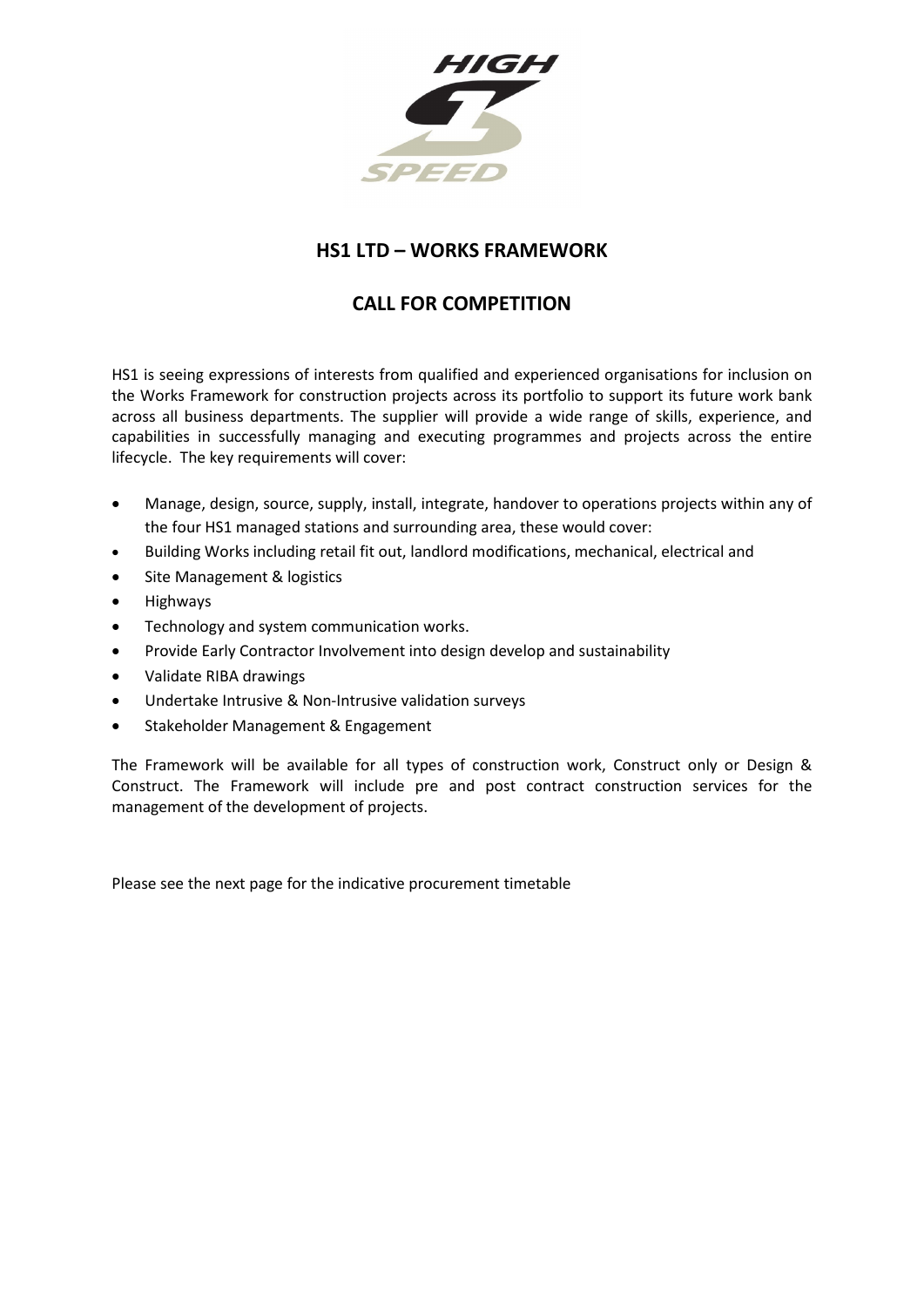## HS1 LTD – WORKS FRAMEWORK

## CALL FOR COMPETITION

HS1 is seeing expressions of interests from qualified and experienced organisations for inclusion on the Works Framework for construction projects across its portfolio to support its future work bank across all business departments. The supplier will provide a wide range of skills, experience, and capabilities in successfully managing and executing programmes and projects across the entire lifecycle. The key requirements will cover:

- Manage, design, source, supply, install, integrate, handover to operations projects within any of the four HS1 managed stations and surrounding area, these would cover:
- Building Works including retail fit out, landlord modifications, mechanical, electrical and
- Site Management & logistics
- Highways
- Technology and system communication works.
- Provide Early Contractor Involvement into design develop and sustainability
- Validate RIBA drawings
- Undertake Intrusive & Non-Intrusive validation surveys
- Stakeholder Management & Engagement

The Framework will be available for all types of construction work, Construct only or Design & Construct. The Framework will include pre and post contract construction services for the management of the development of projects.

Please see the next page for the indicative procurement timetable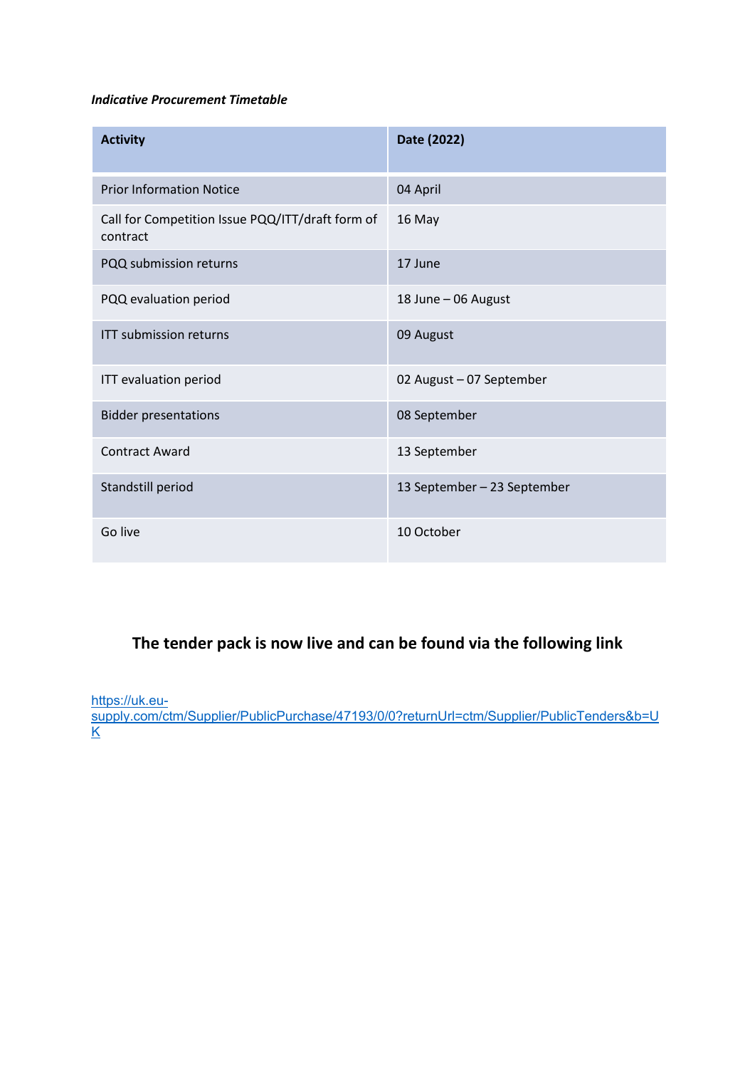***Indicative Procurement Timetable***

| Activity | Date (2022) |
|---|---|
| Prior Information Notice | 04 April |
| Call for Competition Issue PQQ/ITT/draft form of contract | 16 May |
| PQQ submission returns | 17 June |
| PQQ evaluation period | 18 June – 06 August |
| ITT submission returns | 09 August |
| ITT evaluation period | 02 August – 07 September |
| Bidder presentations | 08 September |
| Contract Award | 13 September |
| Standstill period | 13 September – 23 September |
| Go live | 10 October |

**The tender pack is now live and can be found via the following link**

https://uk.eu-supply.com/ctm/Supplier/PublicPurchase/47193/0/0?returnUrl=ctm/Supplier/PublicTenders&b=UK